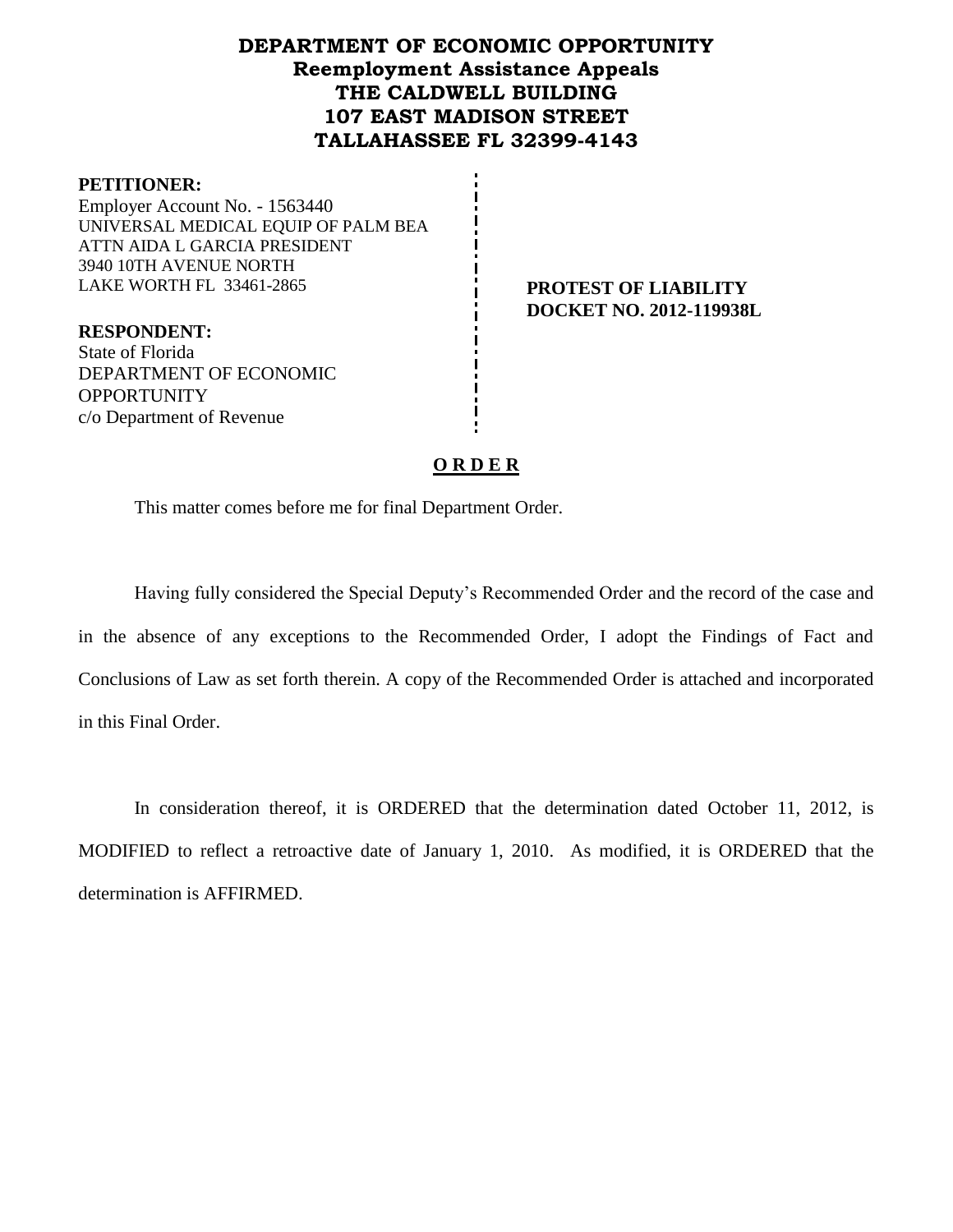# DEPARTMENT OF ECONOMIC OPPORTUNITY
## Reemployment Assistance Appeals
## THE CALDWELL BUILDING
## 107 EAST MADISON STREET
## TALLAHASSEE FL 32399-4143

**PETITIONER:**
Employer Account No. - 1563440
UNIVERSAL MEDICAL EQUIP OF PALM BEA
ATTN AIDA L GARCIA PRESIDENT
3940 10TH AVENUE NORTH
LAKE WORTH FL 33461-2865

**PROTEST OF LIABILITY**
**DOCKET NO. 2012-119938L**

**RESPONDENT:**
State of Florida
DEPARTMENT OF ECONOMIC OPPORTUNITY
c/o Department of Revenue

## O R D E R

This matter comes before me for final Department Order.

Having fully considered the Special Deputy's Recommended Order and the record of the case and in the absence of any exceptions to the Recommended Order, I adopt the Findings of Fact and Conclusions of Law as set forth therein. A copy of the Recommended Order is attached and incorporated in this Final Order.

In consideration thereof, it is ORDERED that the determination dated October 11, 2012, is MODIFIED to reflect a retroactive date of January 1, 2010. As modified, it is ORDERED that the determination is AFFIRMED.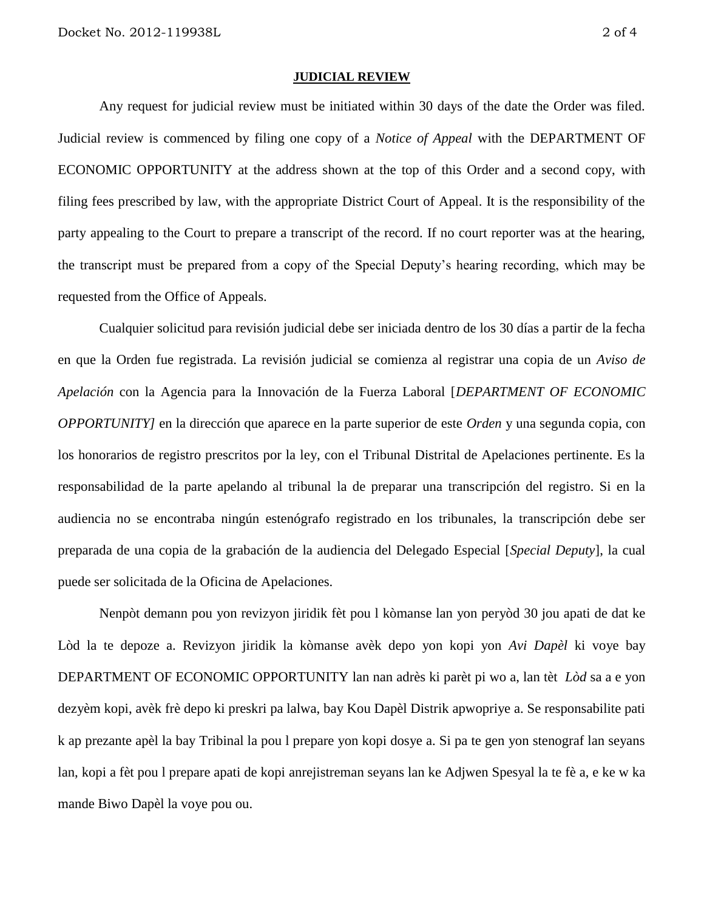## JUDICIAL REVIEW

Any request for judicial review must be initiated within 30 days of the date the Order was filed. Judicial review is commenced by filing one copy of a *Notice of Appeal* with the DEPARTMENT OF ECONOMIC OPPORTUNITY at the address shown at the top of this Order and a second copy, with filing fees prescribed by law, with the appropriate District Court of Appeal. It is the responsibility of the party appealing to the Court to prepare a transcript of the record. If no court reporter was at the hearing, the transcript must be prepared from a copy of the Special Deputy's hearing recording, which may be requested from the Office of Appeals.

Cualquier solicitud para revisión judicial debe ser iniciada dentro de los 30 días a partir de la fecha en que la Orden fue registrada. La revisión judicial se comienza al registrar una copia de un *Aviso de Apelación* con la Agencia para la Innovación de la Fuerza Laboral [*DEPARTMENT OF ECONOMIC OPPORTUNITY]* en la dirección que aparece en la parte superior de este *Orden* y una segunda copia, con los honorarios de registro prescritos por la ley, con el Tribunal Distrital de Apelaciones pertinente. Es la responsabilidad de la parte apelando al tribunal la de preparar una transcripción del registro. Si en la audiencia no se encontraba ningún estenógrafo registrado en los tribunales, la transcripción debe ser preparada de una copia de la grabación de la audiencia del Delegado Especial [*Special Deputy*], la cual puede ser solicitada de la Oficina de Apelaciones.

Nenpòt demann pou yon revizyon jiridik fèt pou l kòmanse lan yon peryòd 30 jou apati de dat ke Lòd la te depoze a. Revizyon jiridik la kòmanse avèk depo yon kopi yon *Avi Dapèl* ki voye bay DEPARTMENT OF ECONOMIC OPPORTUNITY lan nan adrès ki parèt pi wo a, lan tèt *Lòd* sa a e yon dezyèm kopi, avèk frè depo ki preskri pa lalwa, bay Kou Dapèl Distrik apwopriye a. Se responsabilite pati k ap prezante apèl la bay Tribinal la pou l prepare yon kopi dosye a. Si pa te gen yon stenograf lan seyans lan, kopi a fèt pou l prepare apati de kopi anrejistreman seyans lan ke Adjwen Spesyal la te fè a, e ke w ka mande Biwo Dapèl la voye pou ou.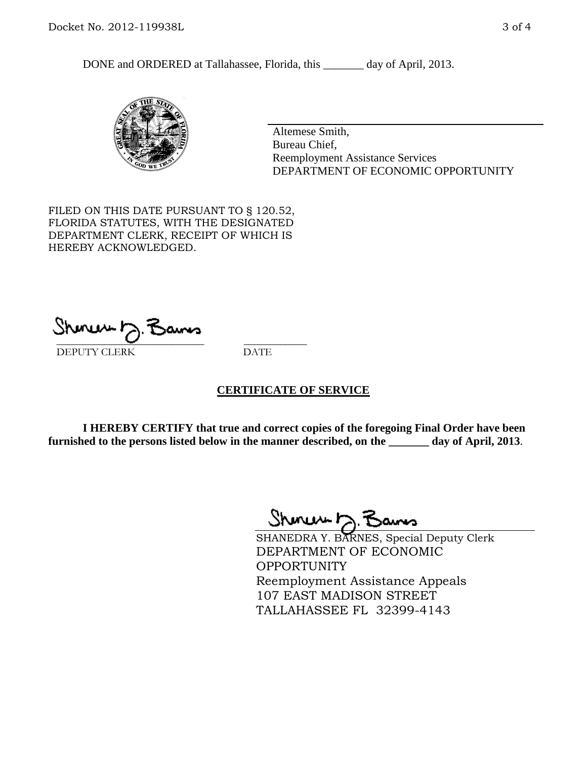DONE and ORDERED at Tallahassee, Florida, this _______ day of April, 2013.

Altemese Smith,
Bureau Chief,
Reemployment Assistance Services
DEPARTMENT OF ECONOMIC OPPORTUNITY

FILED ON THIS DATE PURSUANT TO § 120.52, FLORIDA STATUTES, WITH THE DESIGNATED DEPARTMENT CLERK, RECEIPT OF WHICH IS HEREBY ACKNOWLEDGED.

\_\_\_\_\_\_\_\_\_\_\_\_\_\_\_\_\_\_\_\_\_\_\_\_\_\_\_ \_\_\_\_\_\_\_\_\_\_\_
DEPUTY CLERK DATE

**CERTIFICATE OF SERVICE**

**I HEREBY CERTIFY that true and correct copies of the foregoing Final Order have been furnished to the persons listed below in the manner described, on the _______ day of April, 2013**.

SHANEDRA Y. BARNES, Special Deputy Clerk
DEPARTMENT OF ECONOMIC OPPORTUNITY
Reemployment Assistance Appeals
107 EAST MADISON STREET
TALLAHASSEE FL 32399-4143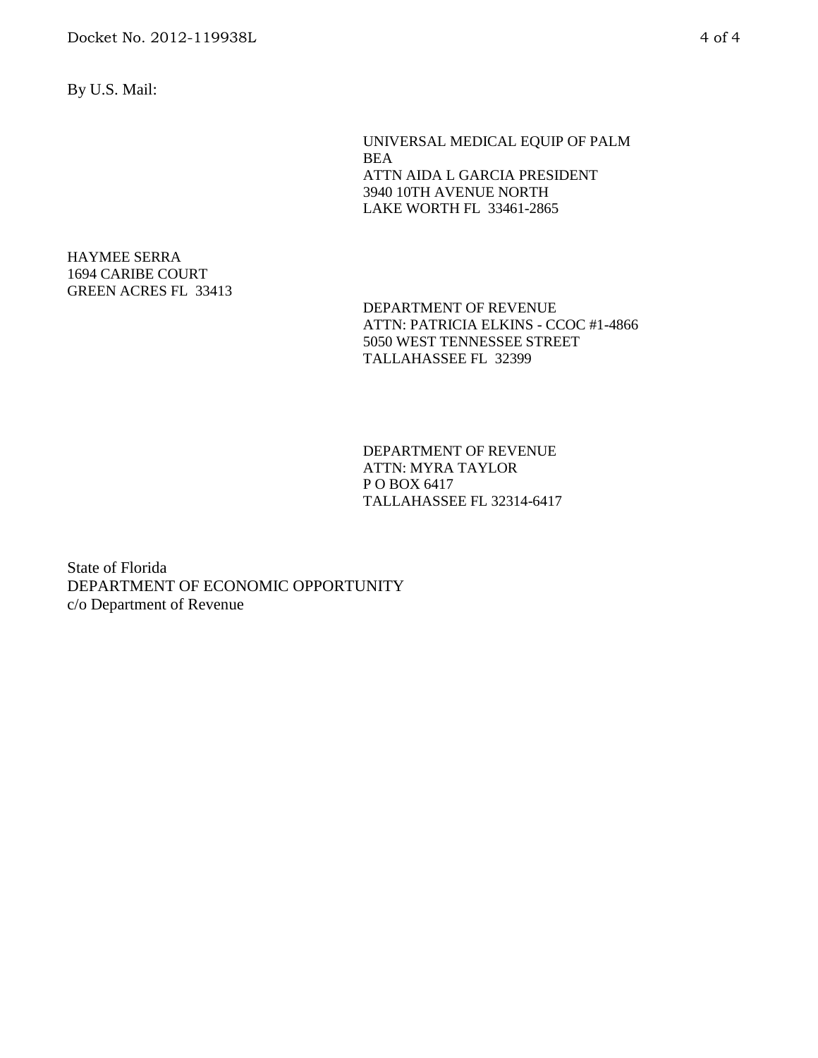By U.S. Mail:

UNIVERSAL MEDICAL EQUIP OF PALM BEA
ATTN AIDA L GARCIA PRESIDENT
3940 10TH AVENUE NORTH
LAKE WORTH FL 33461-2865

HAYMEE SERRA
1694 CARIBE COURT
GREEN ACRES FL 33413

DEPARTMENT OF REVENUE
ATTN: PATRICIA ELKINS - CCOC #1-4866
5050 WEST TENNESSEE STREET
TALLAHASSEE FL 32399

DEPARTMENT OF REVENUE
ATTN: MYRA TAYLOR
P O BOX 6417
TALLAHASSEE FL 32314-6417

State of Florida
DEPARTMENT OF ECONOMIC OPPORTUNITY
c/o Department of Revenue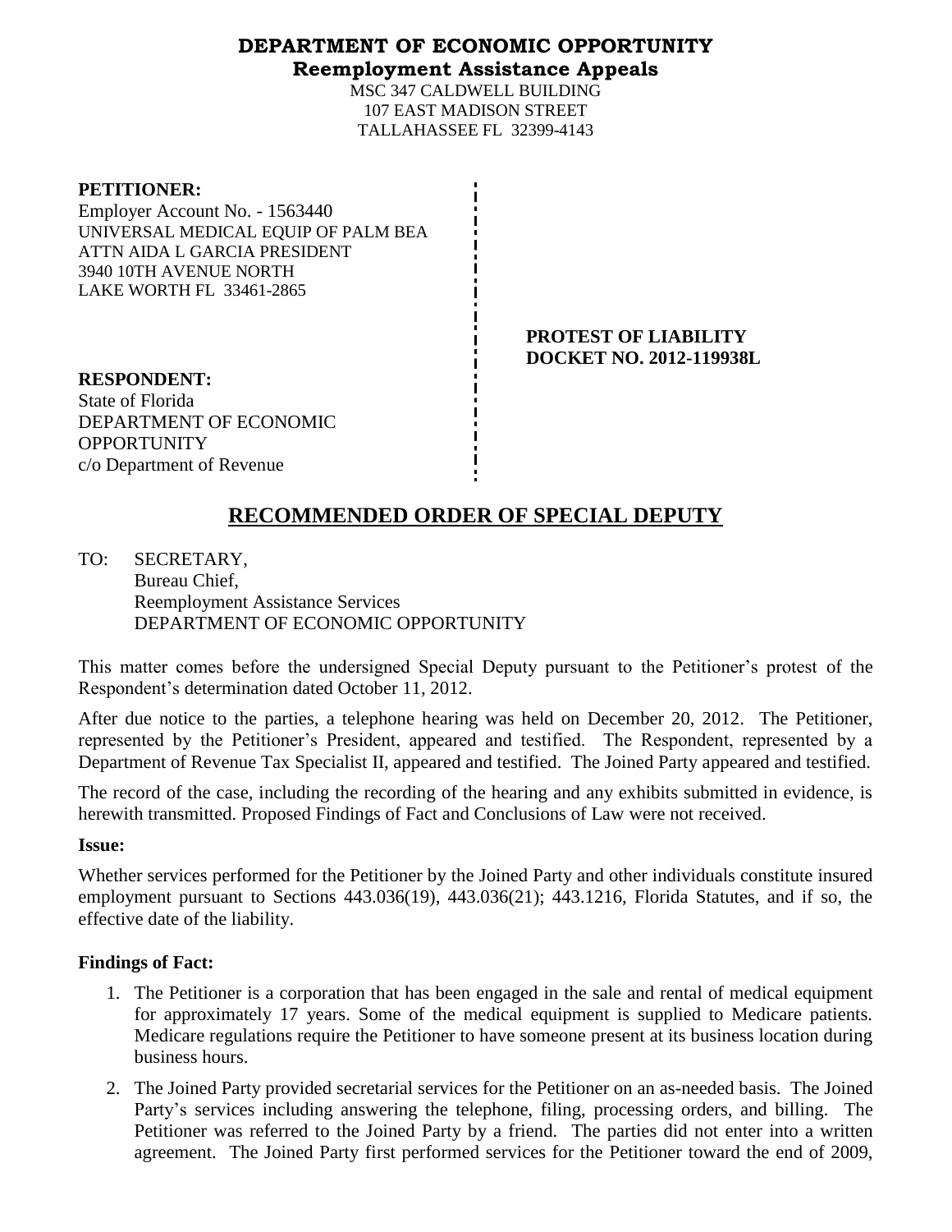# DEPARTMENT OF ECONOMIC OPPORTUNITY
## Reemployment Assistance Appeals

MSC 347 CALDWELL BUILDING
107 EAST MADISON STREET
TALLAHASSEE FL 32399-4143

**PETITIONER:**
Employer Account No. - 1563440
UNIVERSAL MEDICAL EQUIP OF PALM BEA
ATTN AIDA L GARCIA PRESIDENT
3940 10TH AVENUE NORTH
LAKE WORTH FL 33461-2865

**PROTEST OF LIABILITY**
**DOCKET NO. 2012-119938L**

**RESPONDENT:**
State of Florida
DEPARTMENT OF ECONOMIC OPPORTUNITY
c/o Department of Revenue

# RECOMMENDED ORDER OF SPECIAL DEPUTY

TO: SECRETARY,
Bureau Chief,
Reemployment Assistance Services
DEPARTMENT OF ECONOMIC OPPORTUNITY

This matter comes before the undersigned Special Deputy pursuant to the Petitioner's protest of the Respondent's determination dated October 11, 2012.

After due notice to the parties, a telephone hearing was held on December 20, 2012. The Petitioner, represented by the Petitioner's President, appeared and testified. The Respondent, represented by a Department of Revenue Tax Specialist II, appeared and testified. The Joined Party appeared and testified.

The record of the case, including the recording of the hearing and any exhibits submitted in evidence, is herewith transmitted. Proposed Findings of Fact and Conclusions of Law were not received.

**Issue:**

Whether services performed for the Petitioner by the Joined Party and other individuals constitute insured employment pursuant to Sections 443.036(19), 443.036(21); 443.1216, Florida Statutes, and if so, the effective date of the liability.

**Findings of Fact:**

1. The Petitioner is a corporation that has been engaged in the sale and rental of medical equipment for approximately 17 years. Some of the medical equipment is supplied to Medicare patients. Medicare regulations require the Petitioner to have someone present at its business location during business hours.
2. The Joined Party provided secretarial services for the Petitioner on an as-needed basis. The Joined Party's services including answering the telephone, filing, processing orders, and billing. The Petitioner was referred to the Joined Party by a friend. The parties did not enter into a written agreement. The Joined Party first performed services for the Petitioner toward the end of 2009,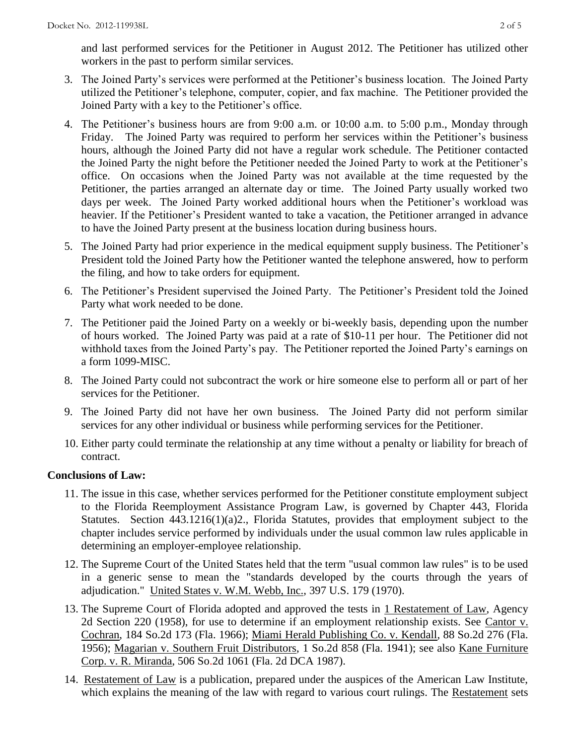and last performed services for the Petitioner in August 2012. The Petitioner has utilized other workers in the past to perform similar services.

3. The Joined Party's services were performed at the Petitioner's business location. The Joined Party utilized the Petitioner's telephone, computer, copier, and fax machine. The Petitioner provided the Joined Party with a key to the Petitioner's office.
4. The Petitioner's business hours are from 9:00 a.m. or 10:00 a.m. to 5:00 p.m., Monday through Friday. The Joined Party was required to perform her services within the Petitioner's business hours, although the Joined Party did not have a regular work schedule. The Petitioner contacted the Joined Party the night before the Petitioner needed the Joined Party to work at the Petitioner's office. On occasions when the Joined Party was not available at the time requested by the Petitioner, the parties arranged an alternate day or time. The Joined Party usually worked two days per week. The Joined Party worked additional hours when the Petitioner's workload was heavier. If the Petitioner's President wanted to take a vacation, the Petitioner arranged in advance to have the Joined Party present at the business location during business hours.
5. The Joined Party had prior experience in the medical equipment supply business. The Petitioner's President told the Joined Party how the Petitioner wanted the telephone answered, how to perform the filing, and how to take orders for equipment.
6. The Petitioner's President supervised the Joined Party. The Petitioner's President told the Joined Party what work needed to be done.
7. The Petitioner paid the Joined Party on a weekly or bi-weekly basis, depending upon the number of hours worked. The Joined Party was paid at a rate of $10-11 per hour. The Petitioner did not withhold taxes from the Joined Party's pay. The Petitioner reported the Joined Party's earnings on a form 1099-MISC.
8. The Joined Party could not subcontract the work or hire someone else to perform all or part of her services for the Petitioner.
9. The Joined Party did not have her own business. The Joined Party did not perform similar services for any other individual or business while performing services for the Petitioner.
10. Either party could terminate the relationship at any time without a penalty or liability for breach of contract.

**Conclusions of Law:**

11. The issue in this case, whether services performed for the Petitioner constitute employment subject to the Florida Reemployment Assistance Program Law, is governed by Chapter 443, Florida Statutes. Section 443.1216(1)(a)2., Florida Statutes, provides that employment subject to the chapter includes service performed by individuals under the usual common law rules applicable in determining an employer-employee relationship.
12. The Supreme Court of the United States held that the term "usual common law rules" is to be used in a generic sense to mean the "standards developed by the courts through the years of adjudication." United States v. W.M. Webb, Inc., 397 U.S. 179 (1970).
13. The Supreme Court of Florida adopted and approved the tests in 1 Restatement of Law, Agency 2d Section 220 (1958), for use to determine if an employment relationship exists. See Cantor v. Cochran, 184 So.2d 173 (Fla. 1966); Miami Herald Publishing Co. v. Kendall, 88 So.2d 276 (Fla. 1956); Magarian v. Southern Fruit Distributors, 1 So.2d 858 (Fla. 1941); see also Kane Furniture Corp. v. R. Miranda, 506 So.2d 1061 (Fla. 2d DCA 1987).
14. Restatement of Law is a publication, prepared under the auspices of the American Law Institute, which explains the meaning of the law with regard to various court rulings. The Restatement sets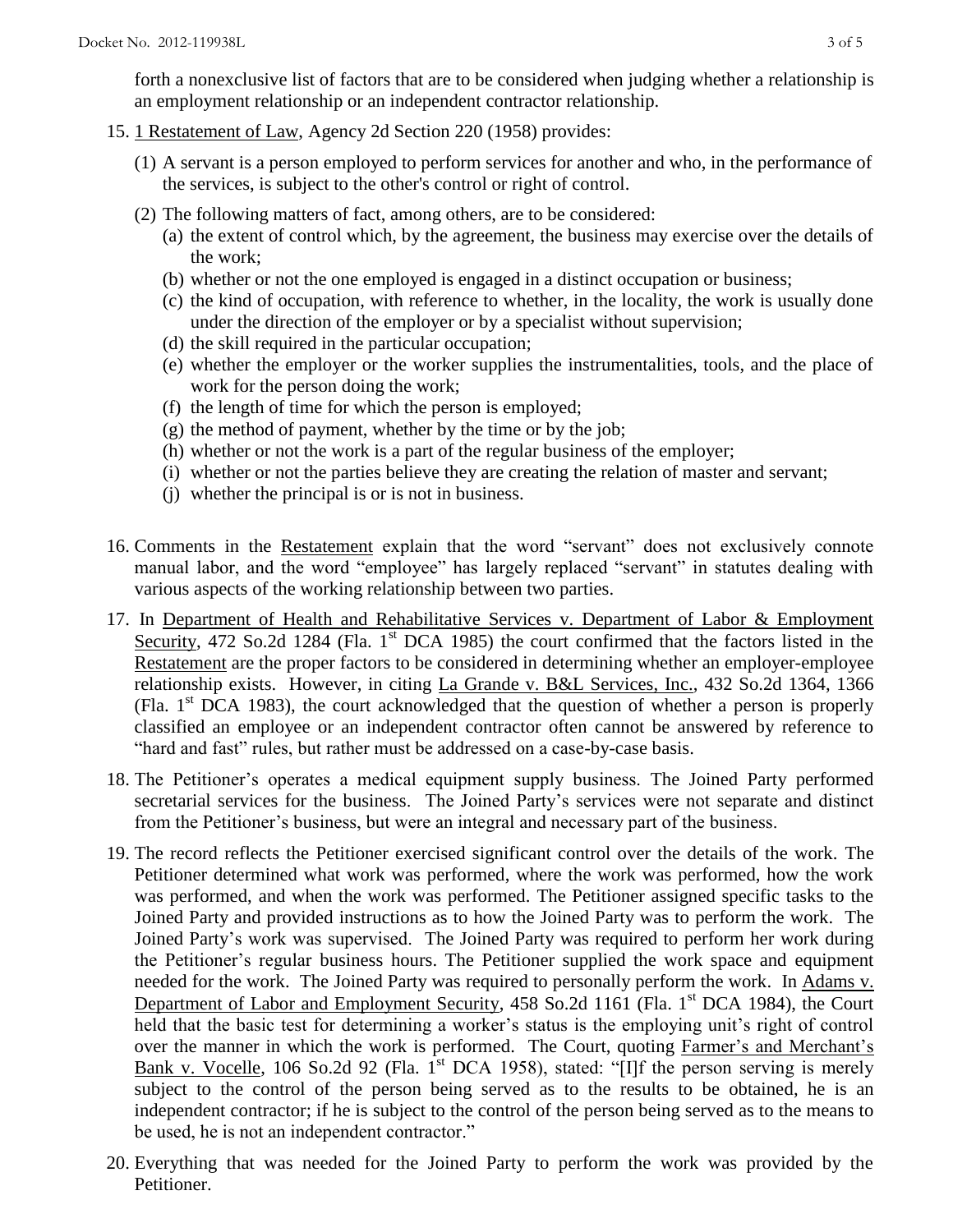forth a nonexclusive list of factors that are to be considered when judging whether a relationship is an employment relationship or an independent contractor relationship.

15. 1 Restatement of Law, Agency 2d Section 220 (1958) provides:

    (1) A servant is a person employed to perform services for another and who, in the performance of the services, is subject to the other's control or right of control.

    (2) The following matters of fact, among others, are to be considered:

    (a) the extent of control which, by the agreement, the business may exercise over the details of the work;
    (b) whether or not the one employed is engaged in a distinct occupation or business;
    (c) the kind of occupation, with reference to whether, in the locality, the work is usually done under the direction of the employer or by a specialist without supervision;
    (d) the skill required in the particular occupation;
    (e) whether the employer or the worker supplies the instrumentalities, tools, and the place of work for the person doing the work;
    (f) the length of time for which the person is employed;
    (g) the method of payment, whether by the time or by the job;
    (h) whether or not the work is a part of the regular business of the employer;
    (i) whether or not the parties believe they are creating the relation of master and servant;
    (j) whether the principal is or is not in business.

16. Comments in the Restatement explain that the word "servant" does not exclusively connote manual labor, and the word "employee" has largely replaced "servant" in statutes dealing with various aspects of the working relationship between two parties.

17. In Department of Health and Rehabilitative Services v. Department of Labor & Employment Security, 472 So.2d 1284 (Fla. 1st DCA 1985) the court confirmed that the factors listed in the Restatement are the proper factors to be considered in determining whether an employer-employee relationship exists. However, in citing La Grande v. B&L Services, Inc., 432 So.2d 1364, 1366 (Fla. 1st DCA 1983), the court acknowledged that the question of whether a person is properly classified an employee or an independent contractor often cannot be answered by reference to "hard and fast" rules, but rather must be addressed on a case-by-case basis.

18. The Petitioner's operates a medical equipment supply business. The Joined Party performed secretarial services for the business. The Joined Party's services were not separate and distinct from the Petitioner's business, but were an integral and necessary part of the business.

19. The record reflects the Petitioner exercised significant control over the details of the work. The Petitioner determined what work was performed, where the work was performed, how the work was performed, and when the work was performed. The Petitioner assigned specific tasks to the Joined Party and provided instructions as to how the Joined Party was to perform the work. The Joined Party's work was supervised. The Joined Party was required to perform her work during the Petitioner's regular business hours. The Petitioner supplied the work space and equipment needed for the work. The Joined Party was required to personally perform the work. In Adams v. Department of Labor and Employment Security, 458 So.2d 1161 (Fla. 1st DCA 1984), the Court held that the basic test for determining a worker's status is the employing unit's right of control over the manner in which the work is performed. The Court, quoting Farmer's and Merchant's Bank v. Vocelle, 106 So.2d 92 (Fla. 1st DCA 1958), stated: "[I]f the person serving is merely subject to the control of the person being served as to the results to be obtained, he is an independent contractor; if he is subject to the control of the person being served as to the means to be used, he is not an independent contractor."

20. Everything that was needed for the Joined Party to perform the work was provided by the Petitioner.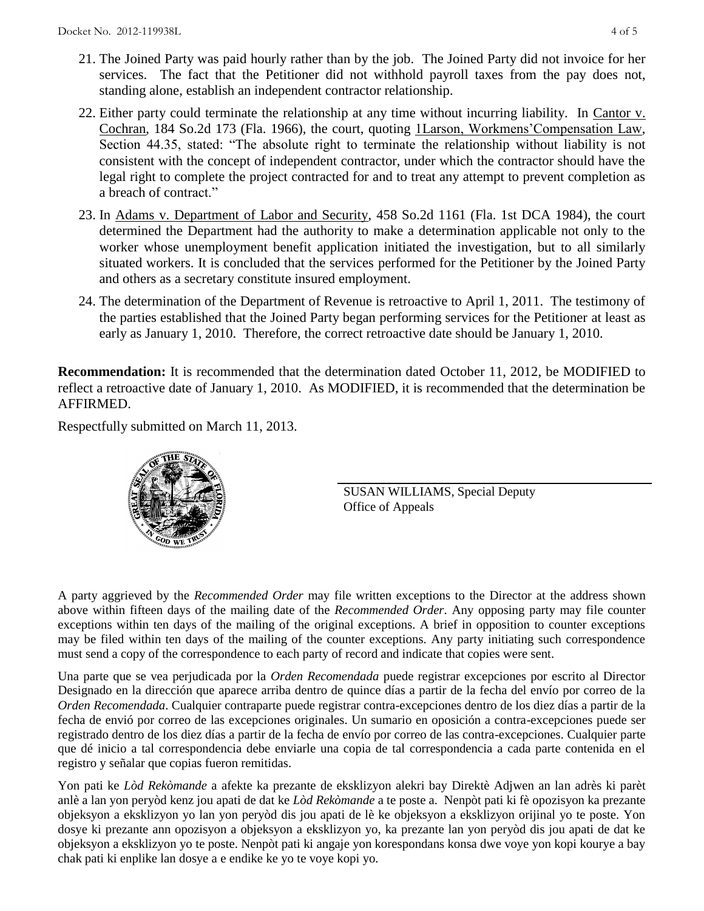21. The Joined Party was paid hourly rather than by the job. The Joined Party did not invoice for her services. The fact that the Petitioner did not withhold payroll taxes from the pay does not, standing alone, establish an independent contractor relationship.

22. Either party could terminate the relationship at any time without incurring liability. In Cantor v. Cochran, 184 So.2d 173 (Fla. 1966), the court, quoting 1Larson, Workmens'Compensation Law, Section 44.35, stated: "The absolute right to terminate the relationship without liability is not consistent with the concept of independent contractor, under which the contractor should have the legal right to complete the project contracted for and to treat any attempt to prevent completion as a breach of contract."

23. In Adams v. Department of Labor and Security, 458 So.2d 1161 (Fla. 1st DCA 1984), the court determined the Department had the authority to make a determination applicable not only to the worker whose unemployment benefit application initiated the investigation, but to all similarly situated workers. It is concluded that the services performed for the Petitioner by the Joined Party and others as a secretary constitute insured employment.

24. The determination of the Department of Revenue is retroactive to April 1, 2011. The testimony of the parties established that the Joined Party began performing services for the Petitioner at least as early as January 1, 2010. Therefore, the correct retroactive date should be January 1, 2010.

**Recommendation:** It is recommended that the determination dated October 11, 2012, be MODIFIED to reflect a retroactive date of January 1, 2010. As MODIFIED, it is recommended that the determination be AFFIRMED.

Respectfully submitted on March 11, 2013.

SUSAN WILLIAMS, Special Deputy
Office of Appeals

A party aggrieved by the *Recommended Order* may file written exceptions to the Director at the address shown above within fifteen days of the mailing date of the *Recommended Order*. Any opposing party may file counter exceptions within ten days of the mailing of the original exceptions. A brief in opposition to counter exceptions may be filed within ten days of the mailing of the counter exceptions. Any party initiating such correspondence must send a copy of the correspondence to each party of record and indicate that copies were sent.

Una parte que se vea perjudicada por la *Orden Recomendada* puede registrar excepciones por escrito al Director Designado en la dirección que aparece arriba dentro de quince días a partir de la fecha del envío por correo de la *Orden Recomendada*. Cualquier contraparte puede registrar contra-excepciones dentro de los diez días a partir de la fecha de envió por correo de las excepciones originales. Un sumario en oposición a contra-excepciones puede ser registrado dentro de los diez días a partir de la fecha de envío por correo de las contra-excepciones. Cualquier parte que dé inicio a tal correspondencia debe enviarle una copia de tal correspondencia a cada parte contenida en el registro y señalar que copias fueron remitidas.

Yon pati ke *Lòd Rekòmande* a afekte ka prezante de eksklizyon alekri bay Direktè Adjwen an lan adrès ki parèt anlè a lan yon peryòd kenz jou apati de dat ke *Lòd Rekòmande* a te poste a. Nenpòt pati ki fè opozisyon ka prezante objeksyon a eksklizyon yo lan yon peryòd dis jou apati de lè ke objeksyon a eksklizyon orijinal yo te poste. Yon dosye ki prezante ann opozisyon a objeksyon a eksklizyon yo, ka prezante lan yon peryòd dis jou apati de dat ke objeksyon a eksklizyon yo te poste. Nenpòt pati ki angaje yon korespondans konsa dwe voye yon kopi kourye a bay chak pati ki enplike lan dosye a e endike ke yo te voye kopi yo.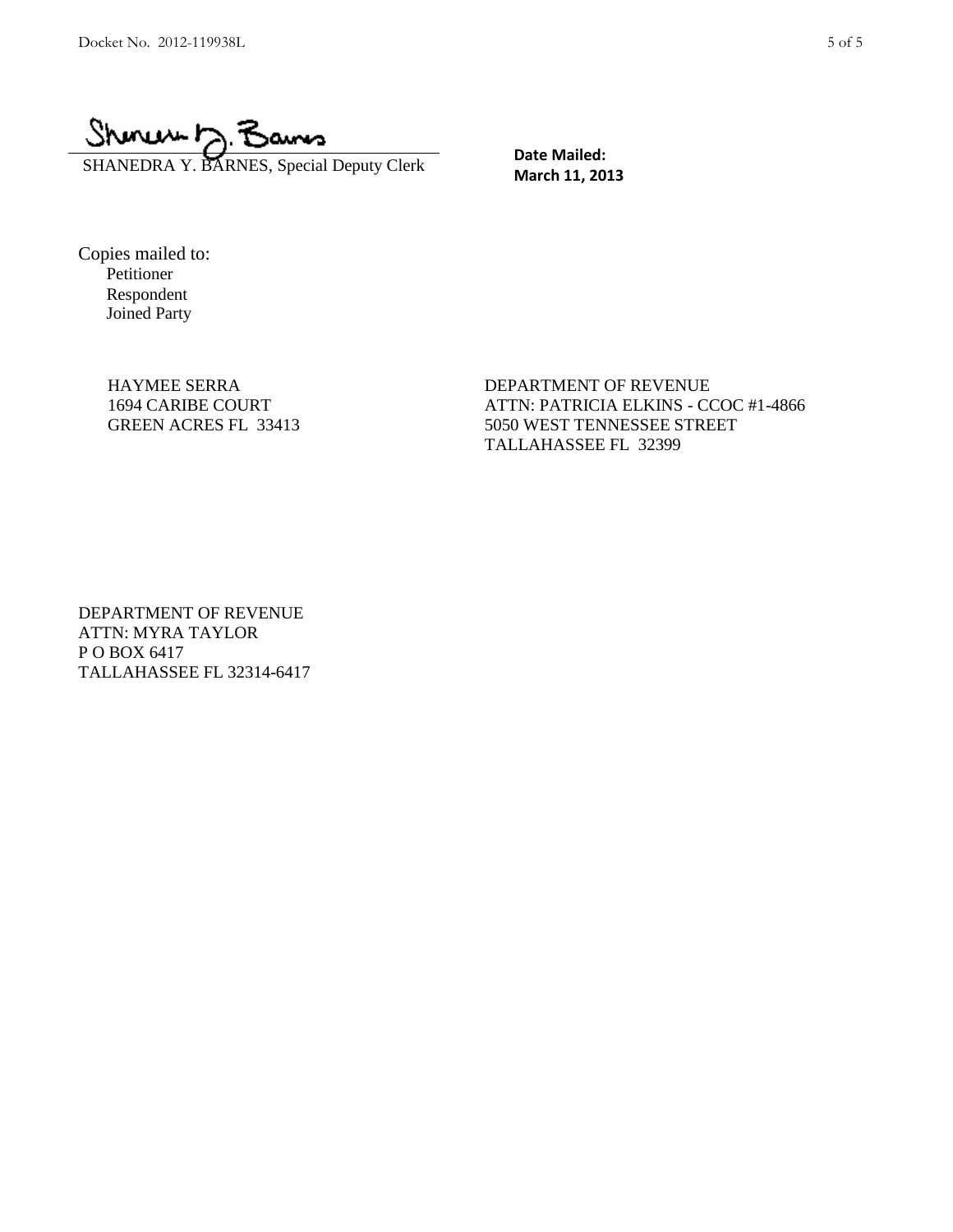SHANEDRA Y. BARNES, Special Deputy Clerk

**Date Mailed:**
**March 11, 2013**

Copies mailed to:
Petitioner
Respondent
Joined Party

HAYMEE SERRA
1694 CARIBE COURT
GREEN ACRES FL 33413

DEPARTMENT OF REVENUE
ATTN: PATRICIA ELKINS - CCOC #1-4866
5050 WEST TENNESSEE STREET
TALLAHASSEE FL 32399

DEPARTMENT OF REVENUE
ATTN: MYRA TAYLOR
P O BOX 6417
TALLAHASSEE FL 32314-6417